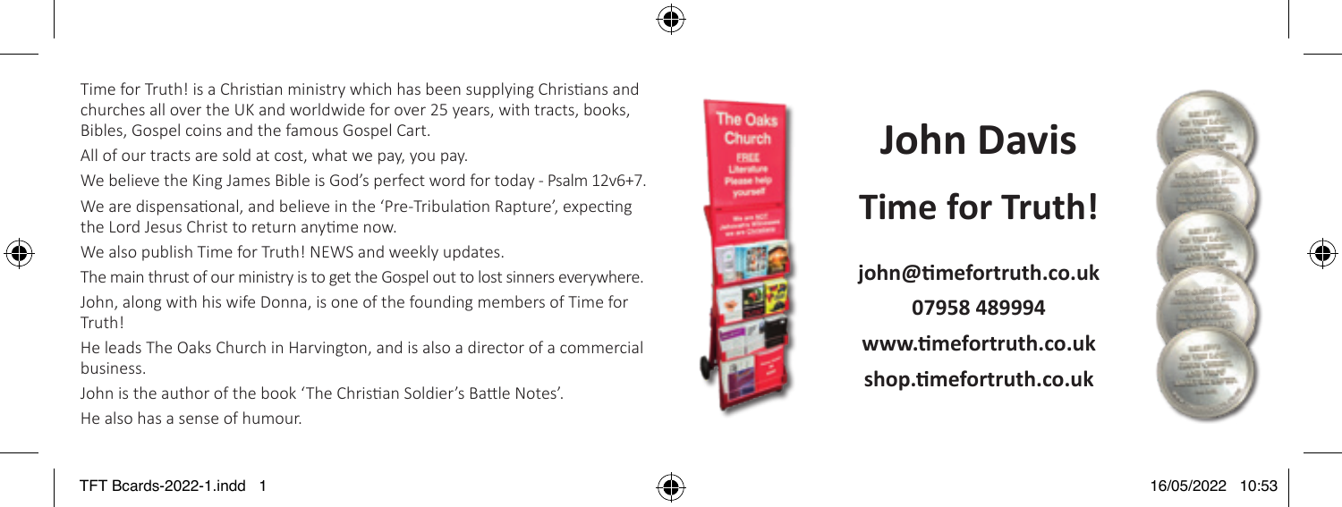Time for Truth! is a Christian ministry which has been supplying Christians and churches all over the UK and worldwide for over 25 years, with tracts, books, Bibles, Gospel coins and the famous Gospel Cart.

All of our tracts are sold at cost, what we pay, you pay.

We believe the King James Bible is God's perfect word for today - Psalm 12v6+7.

We are dispensational, and believe in the 'Pre-Tribulation Rapture', expecting the Lord Jesus Christ to return anytime now.

We also publish Time for Truth! NEWS and weekly updates.

The main thrust of our ministry is to get the Gospel out to lost sinners everywhere.

John, along with his wife Donna, is one of the founding members of Time for Truth!

He leads The Oaks Church in Harvington, and is also a director of a commercial business.

John is the author of the book 'The Christian Soldier's Battle Notes'.

He also has a sense of humour.

# John Davis

## Time for Truth!

**john@timefortruth.co.uk**

**07958 489994**

**www.timefortruth.co.uk**

**shop.timefortruth.co.uk**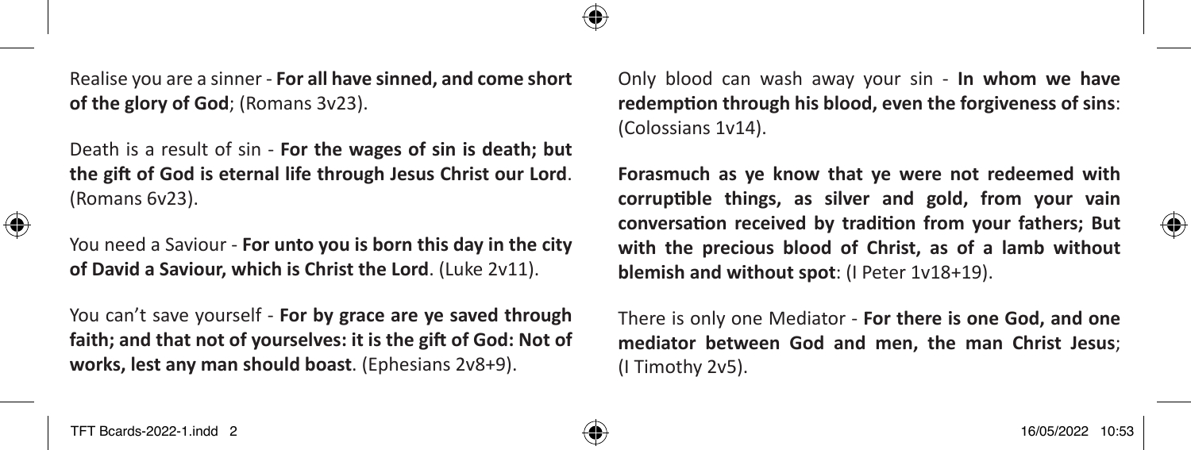Realise you are a sinner - **For all have sinned, and come short of the glory of God**; (Romans 3v23).

Death is a result of sin - **For the wages of sin is death; but the gift of God is eternal life through Jesus Christ our Lord**. (Romans 6v23).

You need a Saviour - **For unto you is born this day in the city of David a Saviour, which is Christ the Lord**. (Luke 2v11).

You can't save yourself - **For by grace are ye saved through faith; and that not of yourselves: it is the gift of God: Not of works, lest any man should boast**. (Ephesians 2v8+9).

Only blood can wash away your sin - **In whom we have redemption through his blood, even the forgiveness of sins**: (Colossians 1v14).

**Forasmuch as ye know that ye were not redeemed with corruptible things, as silver and gold, from your vain conversation received by tradition from your fathers; But with the precious blood of Christ, as of a lamb without blemish and without spot**: (I Peter 1v18+19).

There is only one Mediator - **For there is one God, and one mediator between God and men, the man Christ Jesus**; (I Timothy 2v5).